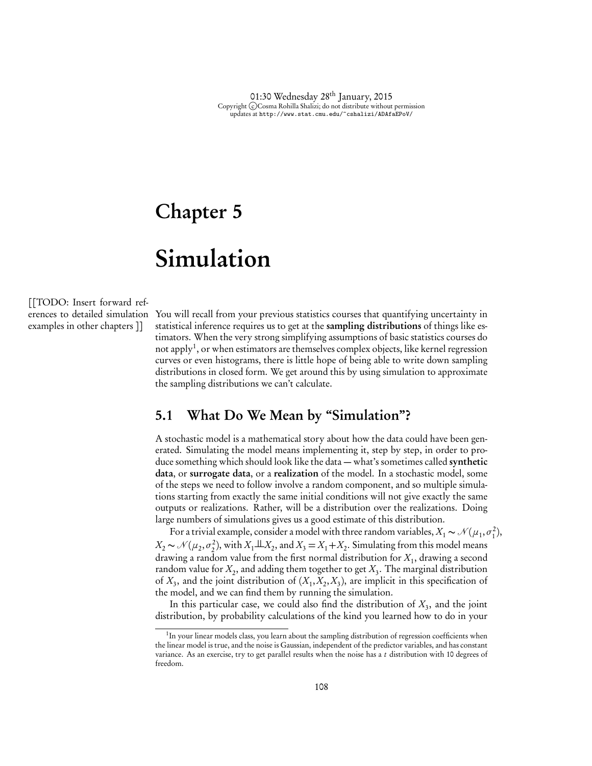# Chapter 5

# Simulation

[[TODO: Insert forward references to detailed simulation examples in other chapters ]]

You will recall from your previous statistics courses that quantifying uncertainty in statistical inference requires us to get at the **sampling distributions** of things like estimators. When the very strong simplifying assumptions of basic statistics courses do not apply[1], or when estimators are themselves complex objects, like kernel regression curves or even histograms, there is little hope of being able to write down sampling distributions in closed form. We get around this by using simulation to approximate the sampling distributions we can't calculate.

## 5.1 What Do We Mean by "Simulation"?

A stochastic model is a mathematical story about how the data could have been generated. Simulating the model means implementing it, step by step, in order to produce something which should look like the data — what's sometimes called **synthetic data**, or **surrogate data**, or a **realization** of the model. In a stochastic model, some of the steps we need to follow involve a random component, and so multiple simulations starting from exactly the same initial conditions will not give exactly the same outputs or realizations. Rather, will be a distribution over the realizations. Doing large numbers of simulations gives us a good estimate of this distribution.

For a trivial example, consider a model with three random variables, $X_1 \sim \mathcal{N}(\mu_1, \sigma_1^2)$, $X_2 \sim \mathcal{N}(\mu_2, \sigma_2^2)$, with $X_1 \perp\!\!\!\perp X_2$, and $X_3 = X_1 + X_2$. Simulating from this model means drawing a random value from the first normal distribution for $X_1$, drawing a second random value for $X_2$, and adding them together to get $X_3$. The marginal distribution of $X_3$, and the joint distribution of $(X_1, X_2, X_3)$, are implicit in this specification of the model, and we can find them by running the simulation.

In this particular case, we could also find the distribution of $X_3$, and the joint distribution, by probability calculations of the kind you learned how to do in your

[1] In your linear models class, you learn about the sampling distribution of regression coefficients when the linear model is true, and the noise is Gaussian, independent of the predictor variables, and has constant variance. As an exercise, try to get parallel results when the noise has a $t$ distribution with 10 degrees of freedom.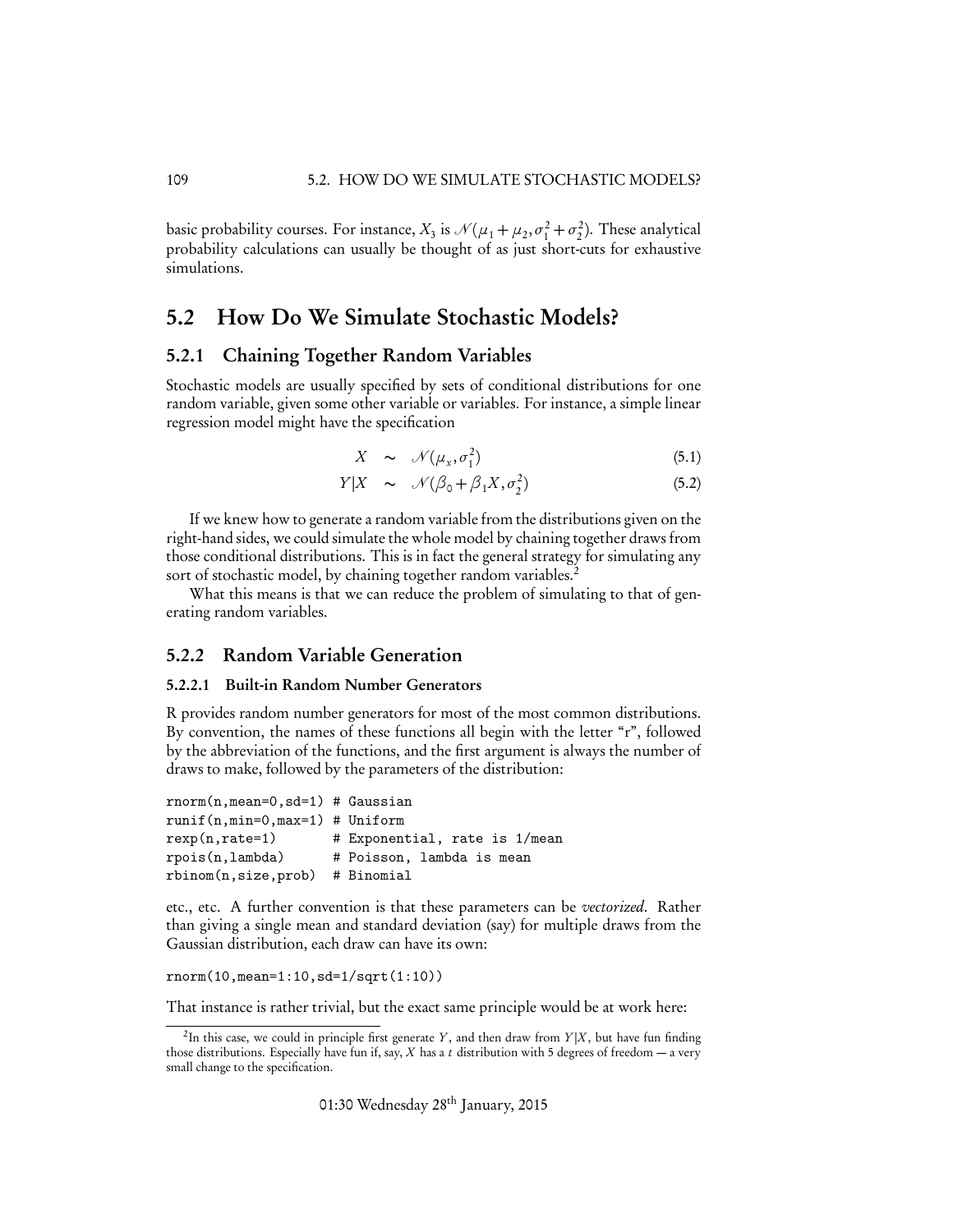basic probability courses. For instance, $X_3$ is $\mathcal{N}(\mu_1 + \mu_2, \sigma_1^2 + \sigma_2^2)$. These analytical probability calculations can usually be thought of as just short-cuts for exhaustive simulations.

## 5.2 How Do We Simulate Stochastic Models?

### 5.2.1 Chaining Together Random Variables

Stochastic models are usually specified by sets of conditional distributions for one random variable, given some other variable or variables. For instance, a simple linear regression model might have the specification

$$X \sim \mathcal{N}(\mu_x, \sigma_1^2) \tag{5.1}$$

$$Y|X \sim \mathcal{N}(\beta_0 + \beta_1 X, \sigma_2^2) \tag{5.2}$$

If we knew how to generate a random variable from the distributions given on the right-hand sides, we could simulate the whole model by chaining together draws from those conditional distributions. This is in fact the general strategy for simulating any sort of stochastic model, by chaining together random variables.[2]

What this means is that we can reduce the problem of simulating to that of generating random variables.

### 5.2.2 Random Variable Generation

#### 5.2.2.1 Built-in Random Number Generators

R provides random number generators for most of the most common distributions. By convention, the names of these functions all begin with the letter "r", followed by the abbreviation of the functions, and the first argument is always the number of draws to make, followed by the parameters of the distribution:

```
rnorm(n,mean=0,sd=1) # Gaussian
runif(n,min=0,max=1) # Uniform
rexp(n,rate=1)       # Exponential, rate is 1/mean
rpois(n,lambda)      # Poisson, lambda is mean
rbinom(n,size,prob)  # Binomial
```

etc., etc. A further convention is that these parameters can be *vectorized*. Rather than giving a single mean and standard deviation (say) for multiple draws from the Gaussian distribution, each draw can have its own:

```
rnorm(10,mean=1:10,sd=1/sqrt(1:10))
```

That instance is rather trivial, but the exact same principle would be at work here:

[2] In this case, we could in principle first generate $Y$, and then draw from $Y|X$, but have fun finding those distributions. Especially have fun if, say, $X$ has a $t$ distribution with 5 degrees of freedom — a very small change to the specification.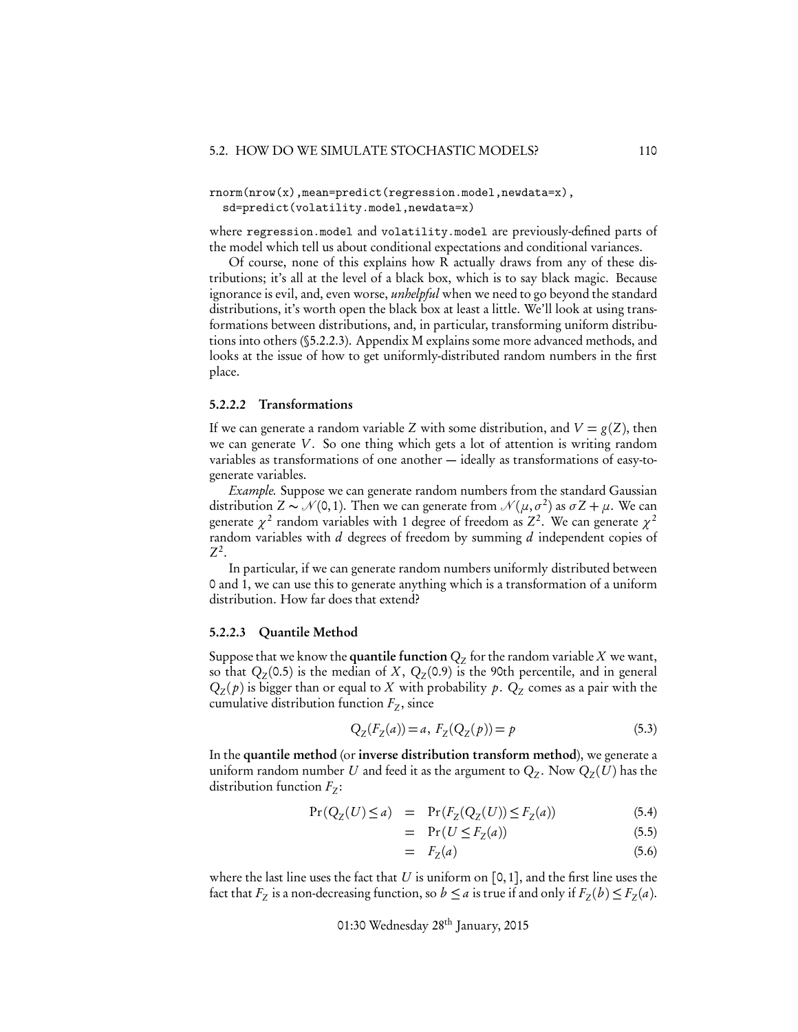```
rnorm(nrow(x),mean=predict(regression.model,newdata=x),
  sd=predict(volatility.model,newdata=x)
```

where `regression.model` and `volatility.model` are previously-defined parts of the model which tell us about conditional expectations and conditional variances.

Of course, none of this explains how R actually draws from any of these distributions; it's all at the level of a black box, which is to say black magic. Because ignorance is evil, and, even worse, *unhelpful* when we need to go beyond the standard distributions, it's worth open the black box at least a little. We'll look at using transformations between distributions, and, in particular, transforming uniform distributions into others (§5.2.2.3). Appendix M explains some more advanced methods, and looks at the issue of how to get uniformly-distributed random numbers in the first place.

#### 5.2.2.2 Transformations

If we can generate a random variable $Z$ with some distribution, and $V = g(Z)$, then we can generate $V$. So one thing which gets a lot of attention is writing random variables as transformations of one another — ideally as transformations of easy-to-generate variables.

*Example.* Suppose we can generate random numbers from the standard Gaussian distribution $Z \sim \mathcal{N}(0,1)$. Then we can generate from $\mathcal{N}(\mu, \sigma^2)$ as $\sigma Z + \mu$. We can generate $\chi^2$ random variables with 1 degree of freedom as $Z^2$. We can generate $\chi^2$ random variables with $d$ degrees of freedom by summing $d$ independent copies of $Z^2$.

In particular, if we can generate random numbers uniformly distributed between 0 and 1, we can use this to generate anything which is a transformation of a uniform distribution. How far does that extend?

#### 5.2.2.3 Quantile Method

Suppose that we know the **quantile function** $Q_Z$ for the random variable $X$ we want, so that $Q_Z(0.5)$ is the median of $X$, $Q_Z(0.9)$ is the 90th percentile, and in general $Q_Z(p)$ is bigger than or equal to $X$ with probability $p$. $Q_Z$ comes as a pair with the cumulative distribution function $F_Z$, since

$$Q_Z(F_Z(a)) = a, \; F_Z(Q_Z(p)) = p \tag{5.3}$$

In the **quantile method** (or **inverse distribution transform method**), we generate a uniform random number $U$ and feed it as the argument to $Q_Z$. Now $Q_Z(U)$ has the distribution function $F_Z$:

$$\begin{aligned}
\Pr(Q_Z(U) \leq a) &= \Pr(F_Z(Q_Z(U)) \leq F_Z(a)) && (5.4)\\
&= \Pr(U \leq F_Z(a)) && (5.5)\\
&= F_Z(a) && (5.6)
\end{aligned}$$

where the last line uses the fact that $U$ is uniform on $[0,1]$, and the first line uses the fact that $F_Z$ is a non-decreasing function, so $b \leq a$ is true if and only if $F_Z(b) \leq F_Z(a)$.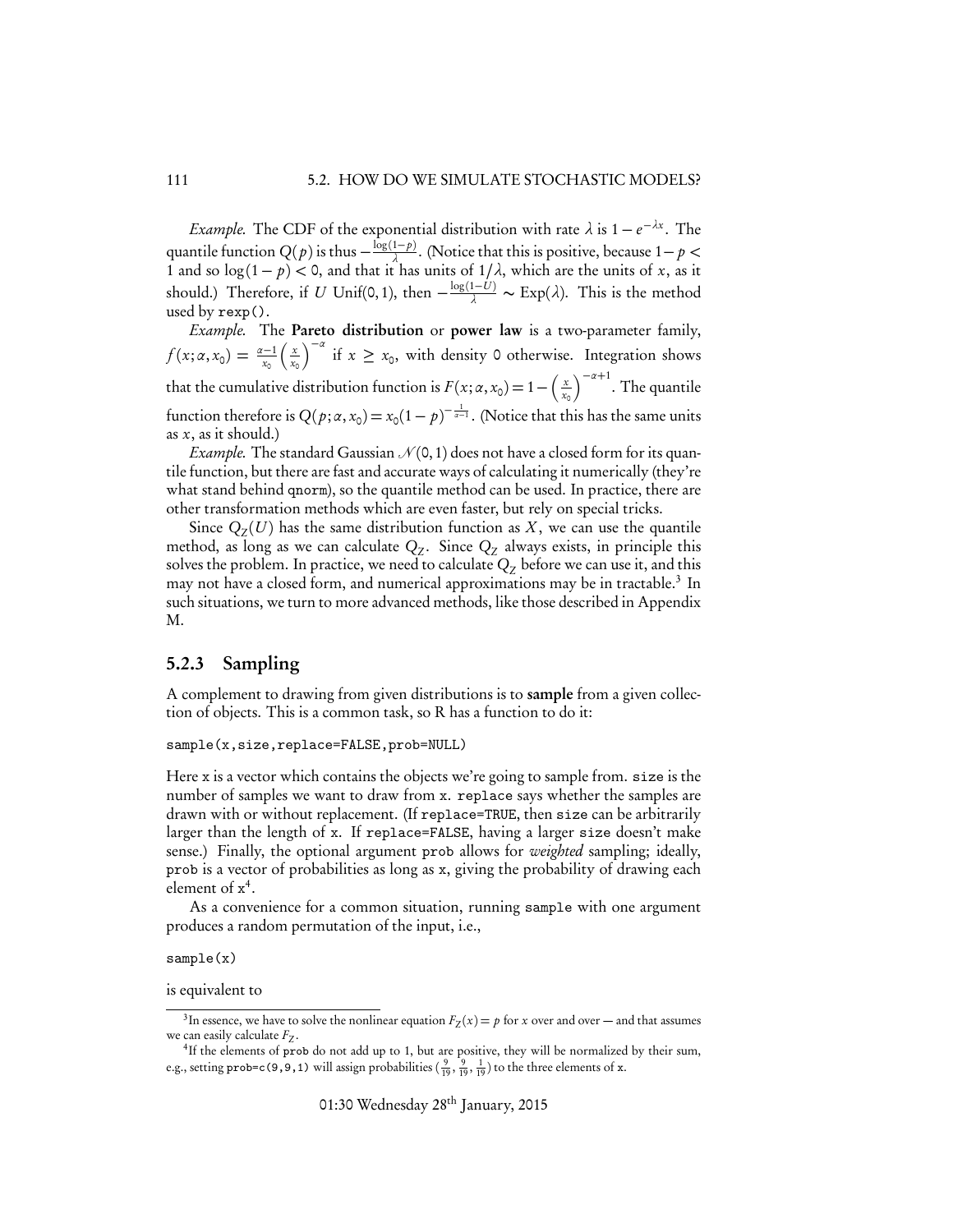*Example.* The CDF of the exponential distribution with rate $\lambda$ is $1-e^{-\lambda x}$. The quantile function $Q(p)$ is thus $-\frac{\log(1-p)}{\lambda}$. (Notice that this is positive, because $1-p < 1$ and so $\log(1-p) < 0$, and that it has units of $1/\lambda$, which are the units of $x$, as it should.) Therefore, if $U$ Unif(0,1), then $-\frac{\log(1-U)}{\lambda} \sim \text{Exp}(\lambda)$. This is the method used by `rexp()`.

*Example.* The **Pareto distribution** or **power law** is a two-parameter family, $f(x;\alpha,x_0) = \frac{\alpha-1}{x_0}\left(\frac{x}{x_0}\right)^{-\alpha}$ if $x \geq x_0$, with density 0 otherwise. Integration shows that the cumulative distribution function is $F(x;\alpha,x_0) = 1-\left(\frac{x}{x_0}\right)^{-\alpha+1}$. The quantile function therefore is $Q(p;\alpha,x_0) = x_0(1-p)^{-\frac{1}{\alpha-1}}$. (Notice that this has the same units as $x$, as it should.)

*Example.* The standard Gaussian $\mathcal{N}(0,1)$ does not have a closed form for its quantile function, but there are fast and accurate ways of calculating it numerically (they're what stand behind `qnorm`), so the quantile method can be used. In practice, there are other transformation methods which are even faster, but rely on special tricks.

Since $Q_Z(U)$ has the same distribution function as $X$, we can use the quantile method, as long as we can calculate $Q_Z$. Since $Q_Z$ always exists, in principle this solves the problem. In practice, we need to calculate $Q_Z$ before we can use it, and this may not have a closed form, and numerical approximations may be in tractable.[3] In such situations, we turn to more advanced methods, like those described in Appendix M.

### 5.2.3 Sampling

A complement to drawing from given distributions is to **sample** from a given collection of objects. This is a common task, so R has a function to do it:

```
sample(x,size,replace=FALSE,prob=NULL)
```

Here `x` is a vector which contains the objects we're going to sample from. `size` is the number of samples we want to draw from `x`. `replace` says whether the samples are drawn with or without replacement. (If `replace=TRUE`, then `size` can be arbitrarily larger than the length of `x`. If `replace=FALSE`, having a larger `size` doesn't make sense.) Finally, the optional argument `prob` allows for *weighted* sampling; ideally, `prob` is a vector of probabilities as long as `x`, giving the probability of drawing each element of `x`[4].

As a convenience for a common situation, running `sample` with one argument produces a random permutation of the input, i.e.,

```
sample(x)
```

is equivalent to

[3] In essence, we have to solve the nonlinear equation $F_Z(x) = p$ for $x$ over and over — and that assumes we can easily calculate $F_Z$.

[4] If the elements of `prob` do not add up to 1, but are positive, they will be normalized by their sum, e.g., setting `prob=c(9,9,1)` will assign probabilities $(\frac{9}{19}, \frac{9}{19}, \frac{1}{19})$ to the three elements of `x`.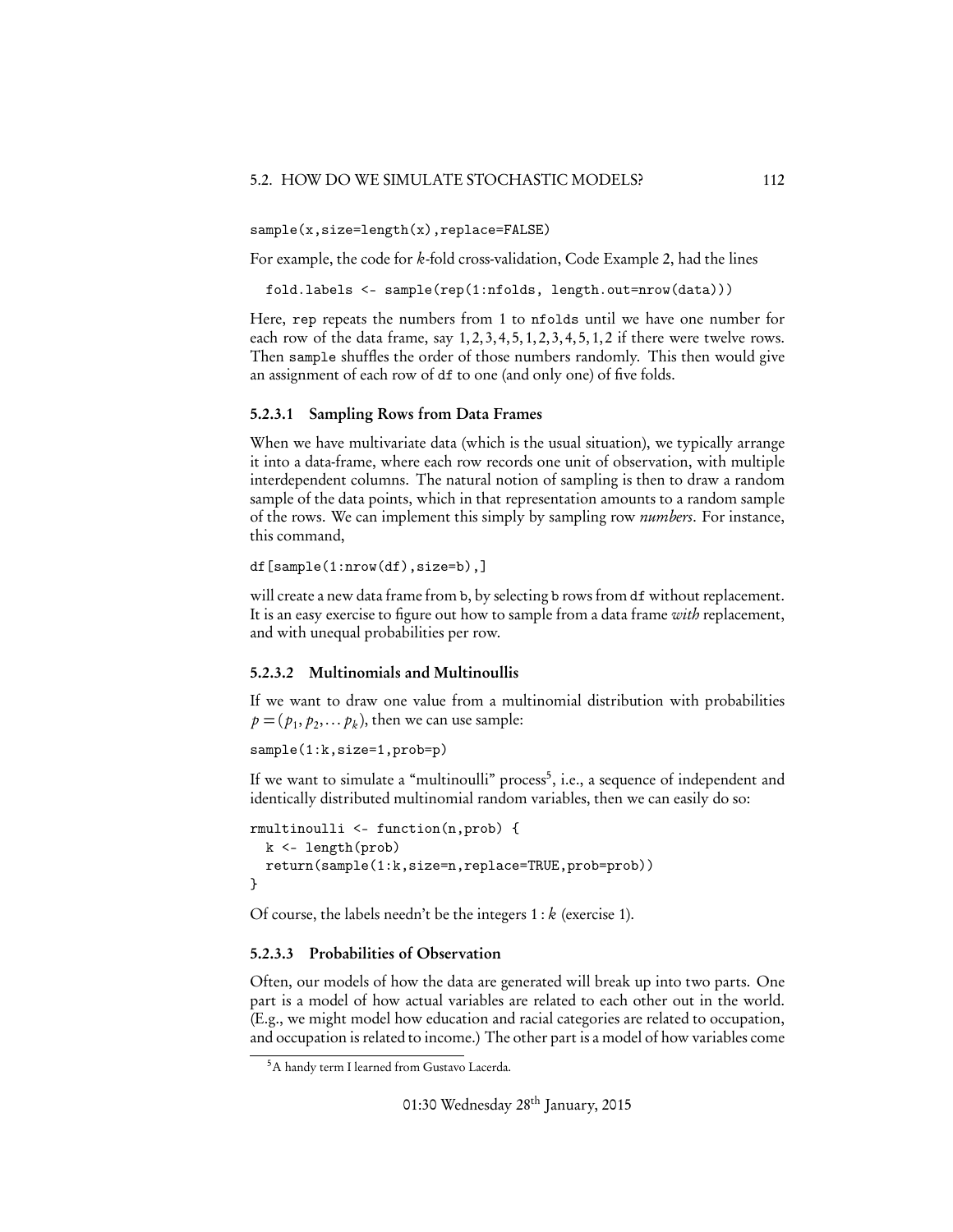```
sample(x,size=length(x),replace=FALSE)
```

For example, the code for $k$-fold cross-validation, Code Example 2, had the lines

```
  fold.labels <- sample(rep(1:nfolds, length.out=nrow(data)))
```

Here, `rep` repeats the numbers from 1 to `nfolds` until we have one number for each row of the data frame, say $1,2,3,4,5,1,2,3,4,5,1,2$ if there were twelve rows. Then `sample` shuffles the order of those numbers randomly. This then would give an assignment of each row of `df` to one (and only one) of five folds.

#### 5.2.3.1 Sampling Rows from Data Frames

When we have multivariate data (which is the usual situation), we typically arrange it into a data-frame, where each row records one unit of observation, with multiple interdependent columns. The natural notion of sampling is then to draw a random sample of the data points, which in that representation amounts to a random sample of the rows. We can implement this simply by sampling row *numbers*. For instance, this command,

```
df[sample(1:nrow(df),size=b),]
```

will create a new data frame from `b`, by selecting `b` rows from `df` without replacement. It is an easy exercise to figure out how to sample from a data frame *with* replacement, and with unequal probabilities per row.

#### 5.2.3.2 Multinomials and Multinoullis

If we want to draw one value from a multinomial distribution with probabilities $p = (p_1, p_2, \ldots p_k)$, then we can use sample:

```
sample(1:k,size=1,prob=p)
```

If we want to simulate a "multinoulli" process[5], i.e., a sequence of independent and identically distributed multinomial random variables, then we can easily do so:

```
rmultinoulli <- function(n,prob) {
  k <- length(prob)
  return(sample(1:k,size=n,replace=TRUE,prob=prob))
}
```

Of course, the labels needn't be the integers $1:k$ (exercise 1).

#### 5.2.3.3 Probabilities of Observation

Often, our models of how the data are generated will break up into two parts. One part is a model of how actual variables are related to each other out in the world. (E.g., we might model how education and racial categories are related to occupation, and occupation is related to income.) The other part is a model of how variables come

[5] A handy term I learned from Gustavo Lacerda.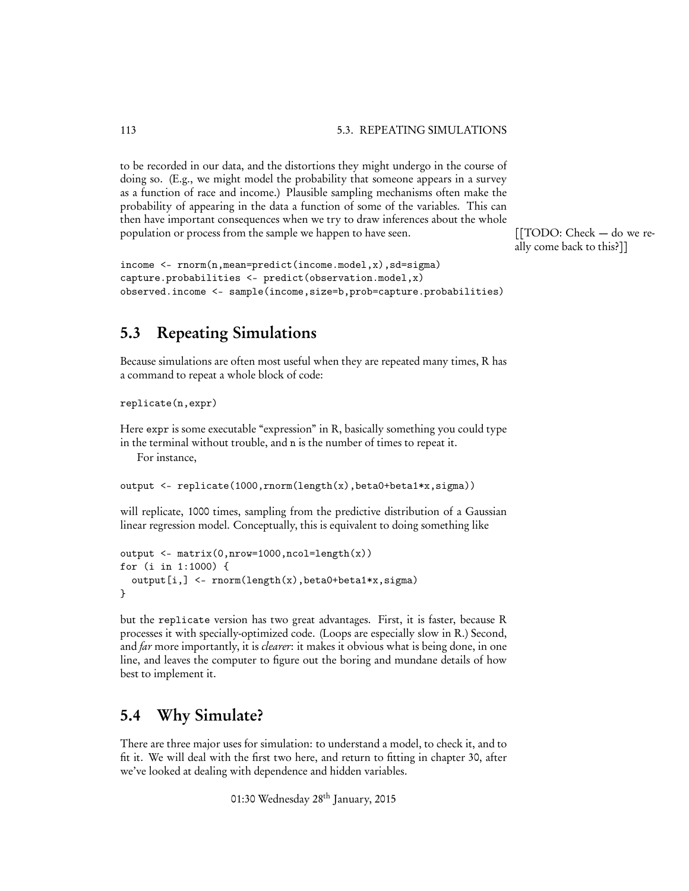to be recorded in our data, and the distortions they might undergo in the course of doing so. (E.g., we might model the probability that someone appears in a survey as a function of race and income.) Plausible sampling mechanisms often make the probability of appearing in the data a function of some of the variables. This can then have important consequences when we try to draw inferences about the whole population or process from the sample we happen to have seen.

[[TODO: Check — do we really come back to this?]]

```
income <- rnorm(n,mean=predict(income.model,x),sd=sigma)
capture.probabilities <- predict(observation.model,x)
observed.income <- sample(income,size=b,prob=capture.probabilities)
```

## 5.3 Repeating Simulations

Because simulations are often most useful when they are repeated many times, R has a command to repeat a whole block of code:

```
replicate(n,expr)
```

Here `expr` is some executable "expression" in R, basically something you could type in the terminal without trouble, and `n` is the number of times to repeat it.

For instance,

```
output <- replicate(1000,rnorm(length(x),beta0+beta1*x,sigma))
```

will replicate, 1000 times, sampling from the predictive distribution of a Gaussian linear regression model. Conceptually, this is equivalent to doing something like

```
output <- matrix(0,nrow=1000,ncol=length(x))
for (i in 1:1000) {
  output[i,] <- rnorm(length(x),beta0+beta1*x,sigma)
}
```

but the `replicate` version has two great advantages. First, it is faster, because R processes it with specially-optimized code. (Loops are especially slow in R.) Second, and *far* more importantly, it is *clearer*: it makes it obvious what is being done, in one line, and leaves the computer to figure out the boring and mundane details of how best to implement it.

## 5.4 Why Simulate?

There are three major uses for simulation: to understand a model, to check it, and to fit it. We will deal with the first two here, and return to fitting in chapter 30, after we've looked at dealing with dependence and hidden variables.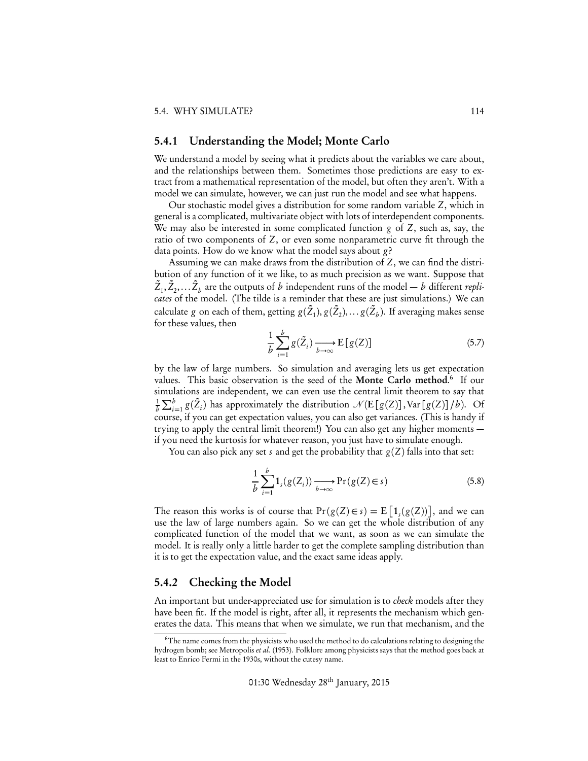### 5.4.1 Understanding the Model; Monte Carlo

We understand a model by seeing what it predicts about the variables we care about, and the relationships between them. Sometimes those predictions are easy to extract from a mathematical representation of the model, but often they aren't. With a model we can simulate, however, we can just run the model and see what happens.

Our stochastic model gives a distribution for some random variable $Z$, which in general is a complicated, multivariate object with lots of interdependent components. We may also be interested in some complicated function $g$ of $Z$, such as, say, the ratio of two components of $Z$, or even some nonparametric curve fit through the data points. How do we know what the model says about $g$?

Assuming we can make draws from the distribution of $Z$, we can find the distribution of any function of it we like, to as much precision as we want. Suppose that $\tilde{Z}_1, \tilde{Z}_2, \ldots \tilde{Z}_b$ are the outputs of $b$ independent runs of the model — $b$ different *replicates* of the model. (The tilde is a reminder that these are just simulations.) We can calculate $g$ on each of them, getting $g(\tilde{Z}_1), g(\tilde{Z}_2), \ldots g(\tilde{Z}_b)$. If averaging makes sense for these values, then

$$\frac{1}{b}\sum_{i=1}^{b} g(\tilde{Z}_i) \xrightarrow[b\to\infty]{} \mathbf{E}\left[g(Z)\right] \tag{5.7}$$

by the law of large numbers. So simulation and averaging lets us get expectation values. This basic observation is the seed of the **Monte Carlo method**.[6] If our simulations are independent, we can even use the central limit theorem to say that $\frac{1}{b}\sum_{i=1}^{b} g(\tilde{Z}_i)$ has approximately the distribution $\mathcal{N}(\mathbf{E}\left[g(Z)\right], \mathrm{Var}\left[g(Z)\right]/b)$. Of course, if you can get expectation values, you can also get variances. (This is handy if trying to apply the central limit theorem!) You can also get any higher moments — if you need the kurtosis for whatever reason, you just have to simulate enough.

You can also pick any set $s$ and get the probability that $g(Z)$ falls into that set:

$$\frac{1}{b}\sum_{i=1}^{b} \mathbf{1}_s(g(Z_i)) \xrightarrow[b\to\infty]{} \Pr(g(Z) \in s) \tag{5.8}$$

The reason this works is of course that $\Pr(g(Z) \in s) = \mathbf{E}\left[\mathbf{1}_s(g(Z))\right]$, and we can use the law of large numbers again. So we can get the whole distribution of any complicated function of the model that we want, as soon as we can simulate the model. It is really only a little harder to get the complete sampling distribution than it is to get the expectation value, and the exact same ideas apply.

### 5.4.2 Checking the Model

An important but under-appreciated use for simulation is to *check* models after they have been fit. If the model is right, after all, it represents the mechanism which generates the data. This means that when we simulate, we run that mechanism, and the

[6] The name comes from the physicists who used the method to do calculations relating to designing the hydrogen bomb; see Metropolis *et al.* (1953). Folklore among physicists says that the method goes back at least to Enrico Fermi in the 1930s, without the cutesy name.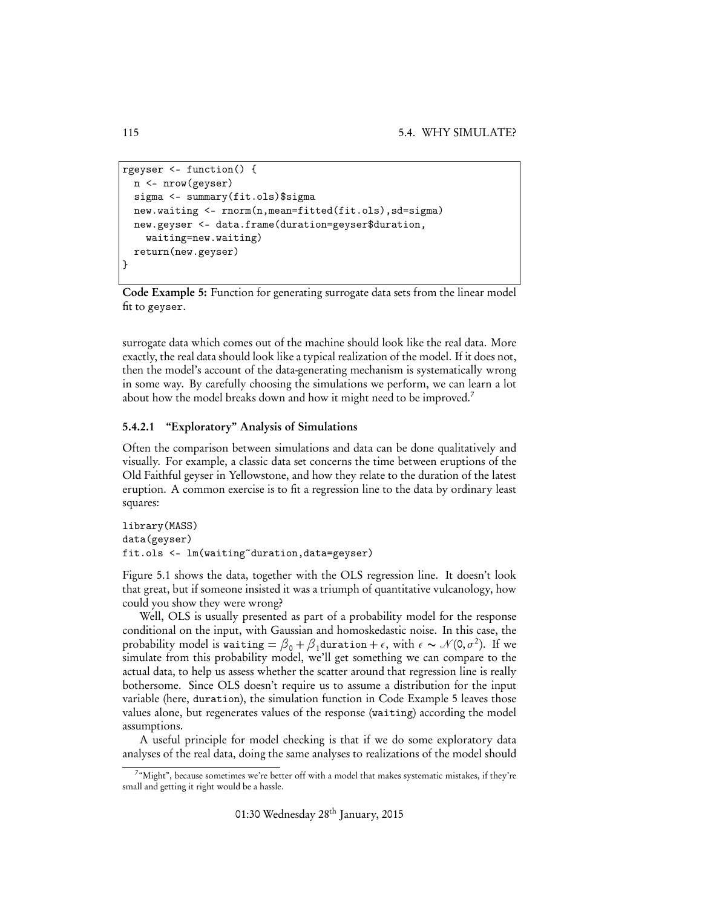```
rgeyser <- function() {
  n <- nrow(geyser)
  sigma <- summary(fit.ols)$sigma
  new.waiting <- rnorm(n,mean=fitted(fit.ols),sd=sigma)
  new.geyser <- data.frame(duration=geyser$duration,
    waiting=new.waiting)
  return(new.geyser)
}
```

**Code Example 5:** Function for generating surrogate data sets from the linear model fit to `geyser`.

surrogate data which comes out of the machine should look like the real data. More exactly, the real data should look like a typical realization of the model. If it does not, then the model's account of the data-generating mechanism is systematically wrong in some way. By carefully choosing the simulations we perform, we can learn a lot about how the model breaks down and how it might need to be improved.[7]

#### 5.4.2.1 "Exploratory" Analysis of Simulations

Often the comparison between simulations and data can be done qualitatively and visually. For example, a classic data set concerns the time between eruptions of the Old Faithful geyser in Yellowstone, and how they relate to the duration of the latest eruption. A common exercise is to fit a regression line to the data by ordinary least squares:

```
library(MASS)
data(geyser)
fit.ols <- lm(waiting~duration,data=geyser)
```

Figure 5.1 shows the data, together with the OLS regression line. It doesn't look that great, but if someone insisted it was a triumph of quantitative vulcanology, how could you show they were wrong?

Well, OLS is usually presented as part of a probability model for the response conditional on the input, with Gaussian and homoskedastic noise. In this case, the probability model is $\texttt{waiting} = \beta_0 + \beta_1 \texttt{duration} + \epsilon$, with $\epsilon \sim \mathcal{N}(0, \sigma^2)$. If we simulate from this probability model, we'll get something we can compare to the actual data, to help us assess whether the scatter around that regression line is really bothersome. Since OLS doesn't require us to assume a distribution for the input variable (here, `duration`), the simulation function in Code Example 5 leaves those values alone, but regenerates values of the response (`waiting`) according the model assumptions.

A useful principle for model checking is that if we do some exploratory data analyses of the real data, doing the same analyses to realizations of the model should

[7] "Might", because sometimes we're better off with a model that makes systematic mistakes, if they're small and getting it right would be a hassle.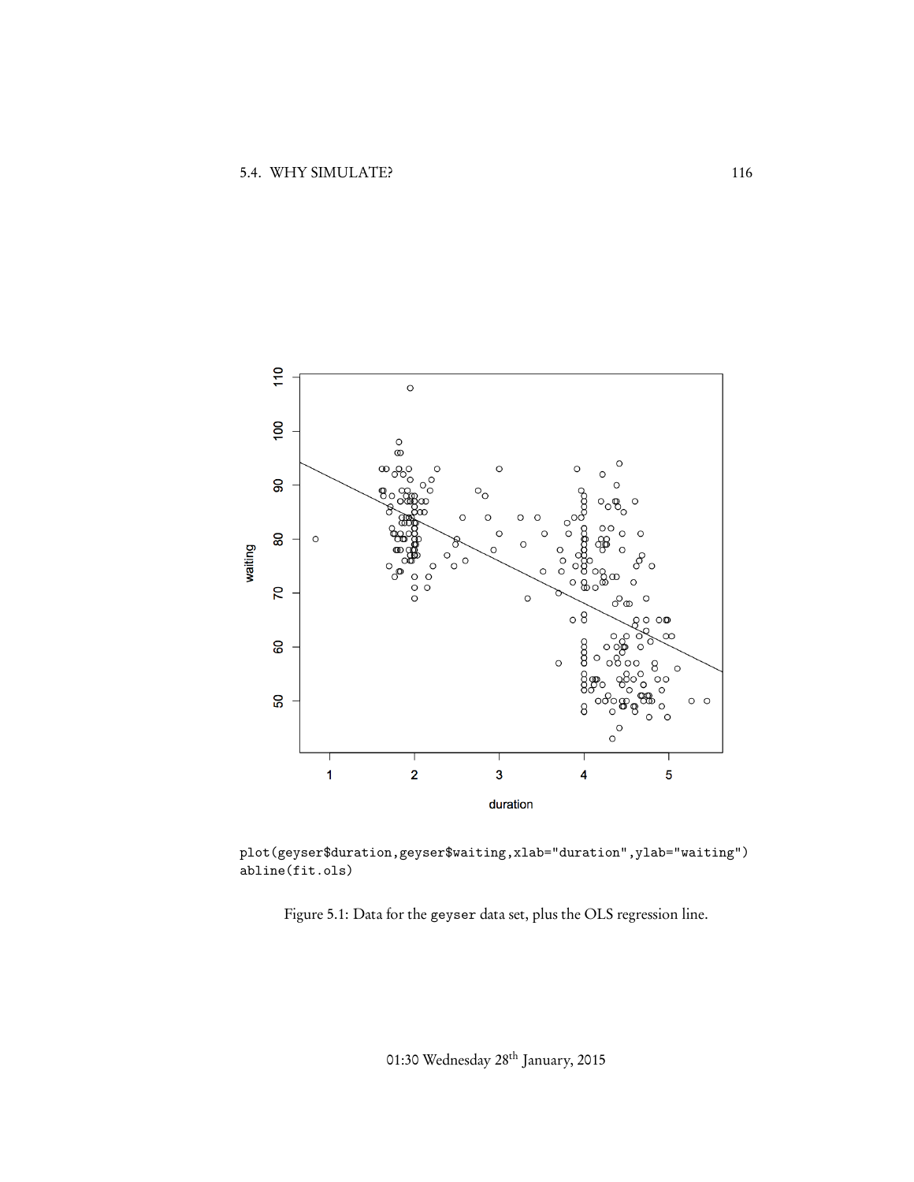```
plot(geyser$duration,geyser$waiting,xlab="duration",ylab="waiting")
abline(fit.ols)
```

Figure 5.1: Data for the geyser data set, plus the OLS regression line.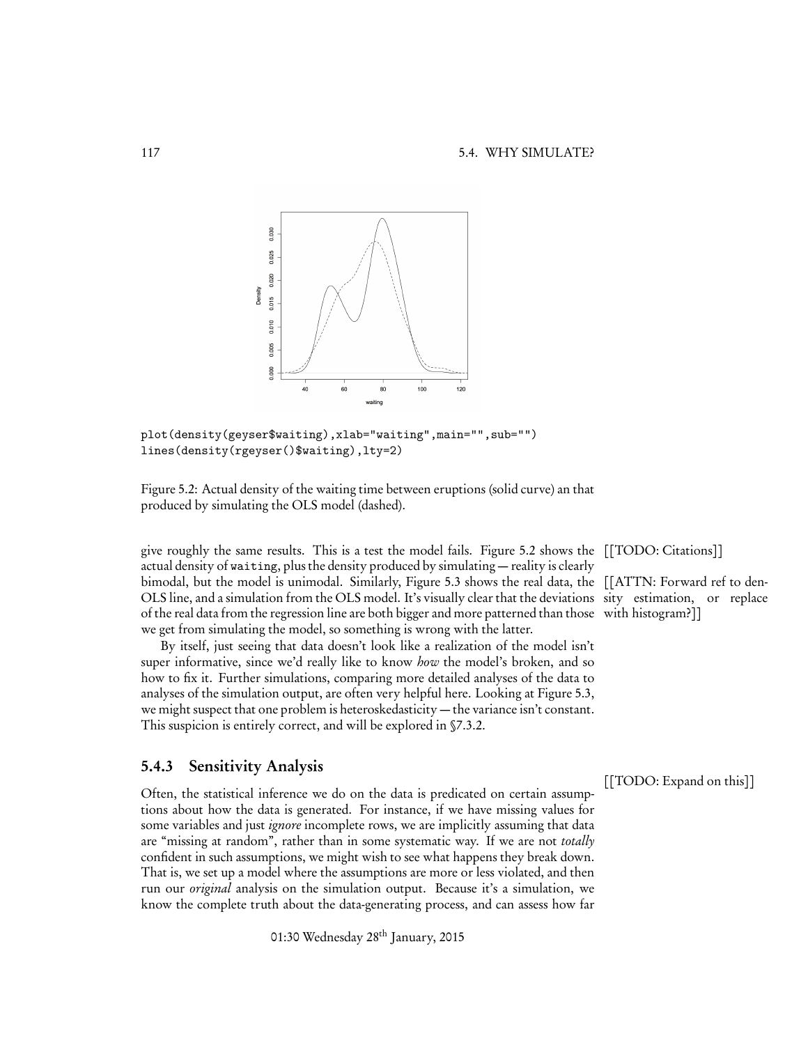```
plot(density(geyser$waiting),xlab="waiting",main="",sub="")
lines(density(rgeyser()$waiting),lty=2)
```

Figure 5.2: Actual density of the waiting time between eruptions (solid curve) an that produced by simulating the OLS model (dashed).

give roughly the same results. This is a test the model fails. Figure 5.2 shows the actual density of `waiting`, plus the density produced by simulating — reality is clearly bimodal, but the model is unimodal. Similarly, Figure 5.3 shows the real data, the OLS line, and a simulation from the OLS model. It's visually clear that the deviations of the real data from the regression line are both bigger and more patterned than those we get from simulating the model, so something is wrong with the latter.

[[TODO: Citations]]

[[ATTN: Forward ref to density estimation, or replace with histogram?]]

By itself, just seeing that data doesn't look like a realization of the model isn't super informative, since we'd really like to know *how* the model's broken, and so how to fix it. Further simulations, comparing more detailed analyses of the data to analyses of the simulation output, are often very helpful here. Looking at Figure 5.3, we might suspect that one problem is heteroskedasticity — the variance isn't constant. This suspicion is entirely correct, and will be explored in §7.3.2.

### 5.4.3 Sensitivity Analysis

[[TODO: Expand on this]]

Often, the statistical inference we do on the data is predicated on certain assumptions about how the data is generated. For instance, if we have missing values for some variables and just *ignore* incomplete rows, we are implicitly assuming that data are "missing at random", rather than in some systematic way. If we are not *totally* confident in such assumptions, we might wish to see what happens they break down. That is, we set up a model where the assumptions are more or less violated, and then run our *original* analysis on the simulation output. Because it's a simulation, we know the complete truth about the data-generating process, and can assess how far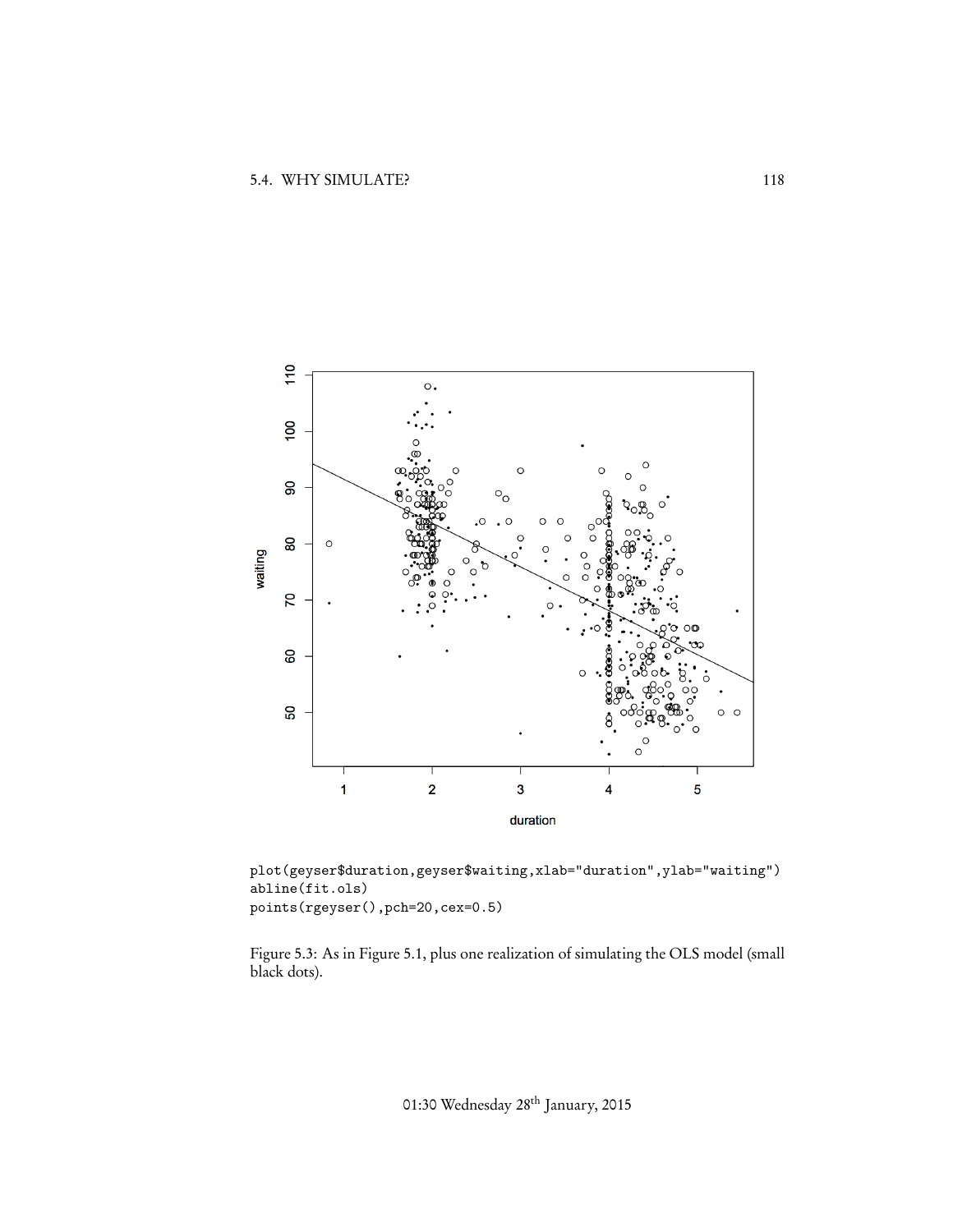```
plot(geyser$duration,geyser$waiting,xlab="duration",ylab="waiting")
abline(fit.ols)
points(rgeyser(),pch=20,cex=0.5)
```

Figure 5.3: As in Figure 5.1, plus one realization of simulating the OLS model (small black dots).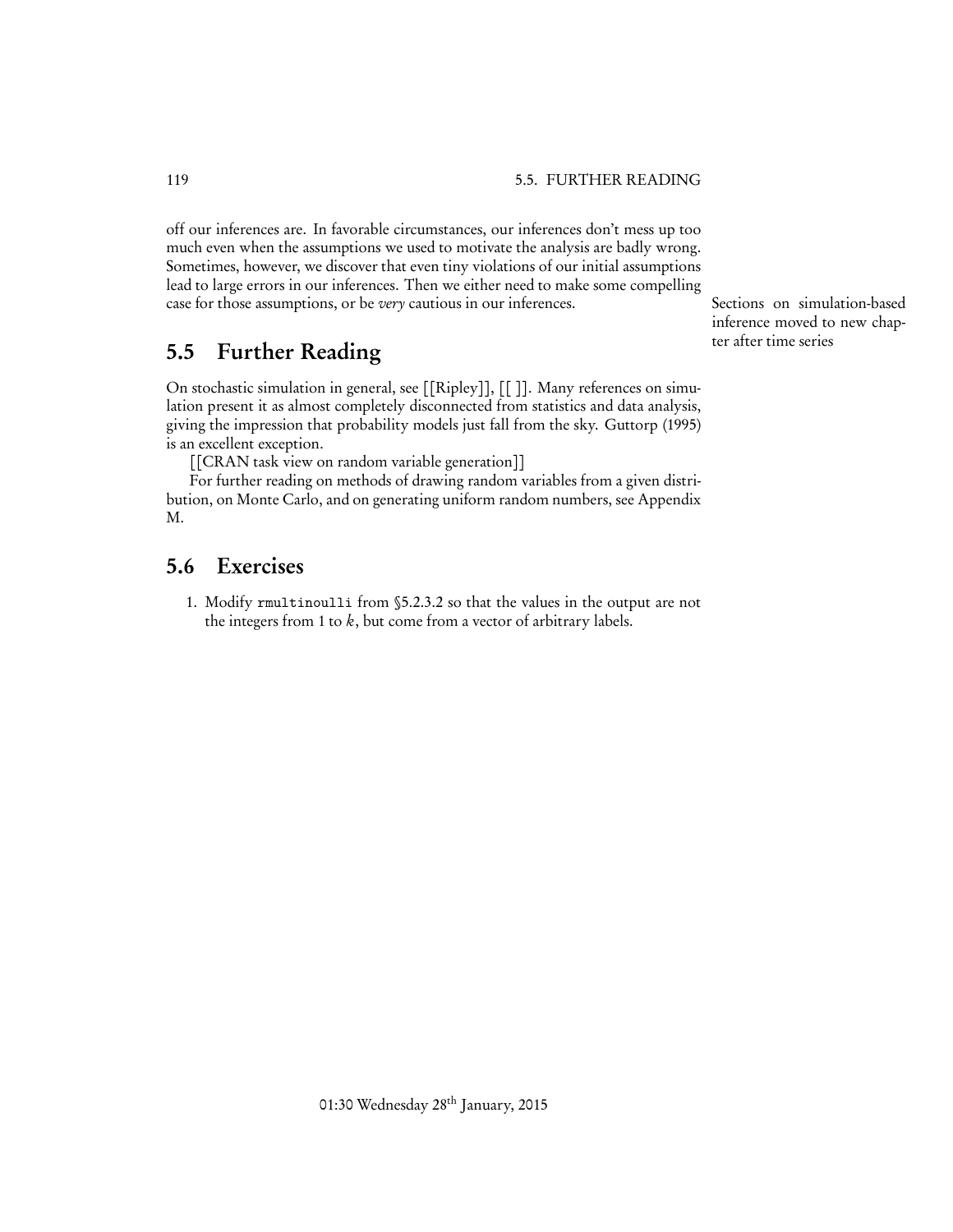off our inferences are. In favorable circumstances, our inferences don't mess up too much even when the assumptions we used to motivate the analysis are badly wrong. Sometimes, however, we discover that even tiny violations of our initial assumptions lead to large errors in our inferences. Then we either need to make some compelling case for those assumptions, or be *very* cautious in our inferences.

Sections on simulation-based inference moved to new chapter after time series

## 5.5 Further Reading

On stochastic simulation in general, see [[Ripley]], [[ ]]. Many references on simulation present it as almost completely disconnected from statistics and data analysis, giving the impression that probability models just fall from the sky. Guttorp (1995) is an excellent exception.

[[CRAN task view on random variable generation]]

For further reading on methods of drawing random variables from a given distribution, on Monte Carlo, and on generating uniform random numbers, see Appendix M.

## 5.6 Exercises

1. Modify `rmultinoulli` from §5.2.3.2 so that the values in the output are not the integers from 1 to $k$, but come from a vector of arbitrary labels.